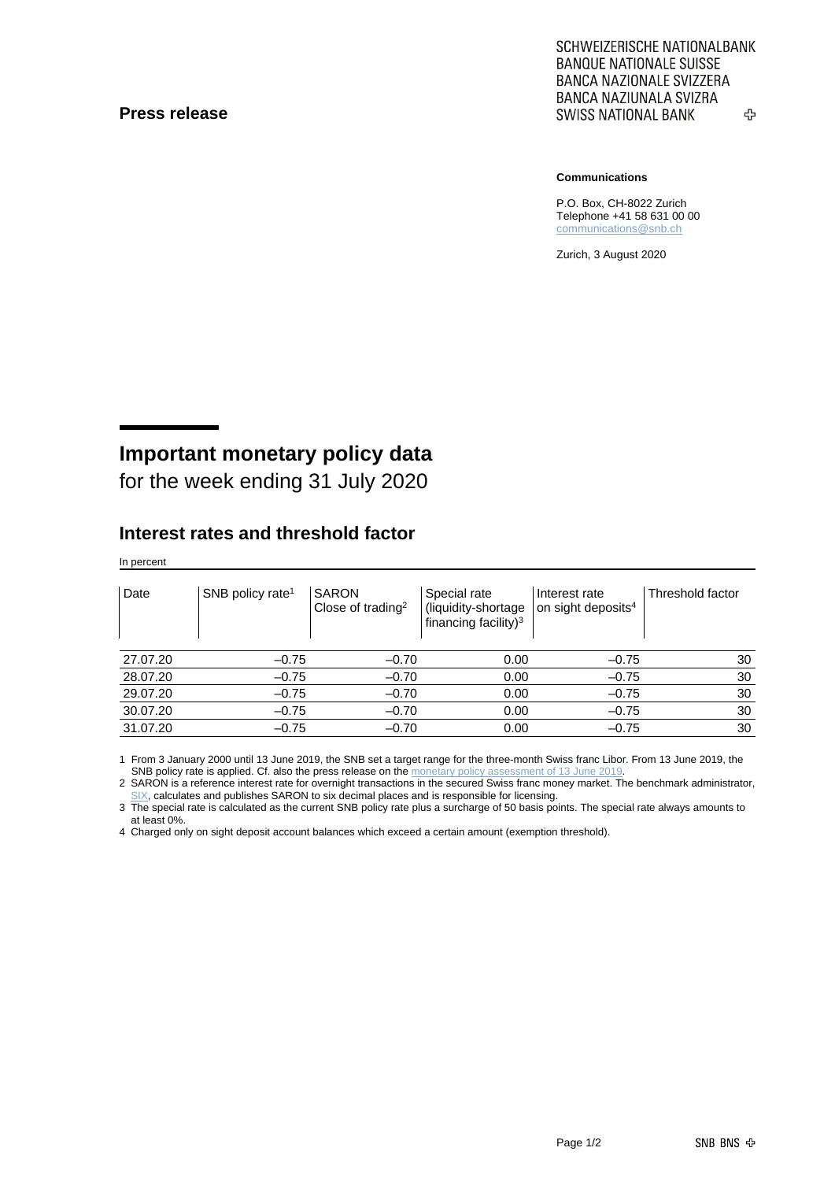**Press release**

SCHWEIZERISCHE NATIONALBANK
BANQUE NATIONALE SUISSE
BANCA NAZIONALE SVIZZERA
BANCA NAZIUNALA SVIZRA
SWISS NATIONAL BANK

**Communications**

P.O. Box, CH-8022 Zurich
Telephone +41 58 631 00 00
communications@snb.ch

Zurich, 3 August 2020

# Important monetary policy data

for the week ending 31 July 2020

## Interest rates and threshold factor

In percent

| Date | SNB policy rate[1] | SARON Close of trading[2] | Special rate (liquidity-shortage financing facility)[3] | Interest rate on sight deposits[4] | Threshold factor |
|---|---|---|---|---|---|
| 27.07.20 | –0.75 | –0.70 | 0.00 | –0.75 | 30 |
| 28.07.20 | –0.75 | –0.70 | 0.00 | –0.75 | 30 |
| 29.07.20 | –0.75 | –0.70 | 0.00 | –0.75 | 30 |
| 30.07.20 | –0.75 | –0.70 | 0.00 | –0.75 | 30 |
| 31.07.20 | –0.75 | –0.70 | 0.00 | –0.75 | 30 |

1 From 3 January 2000 until 13 June 2019, the SNB set a target range for the three-month Swiss franc Libor. From 13 June 2019, the SNB policy rate is applied. Cf. also the press release on the monetary policy assessment of 13 June 2019.

2 SARON is a reference interest rate for overnight transactions in the secured Swiss franc money market. The benchmark administrator, SIX, calculates and publishes SARON to six decimal places and is responsible for licensing.

3 The special rate is calculated as the current SNB policy rate plus a surcharge of 50 basis points. The special rate always amounts to at least 0%.

4 Charged only on sight deposit account balances which exceed a certain amount (exemption threshold).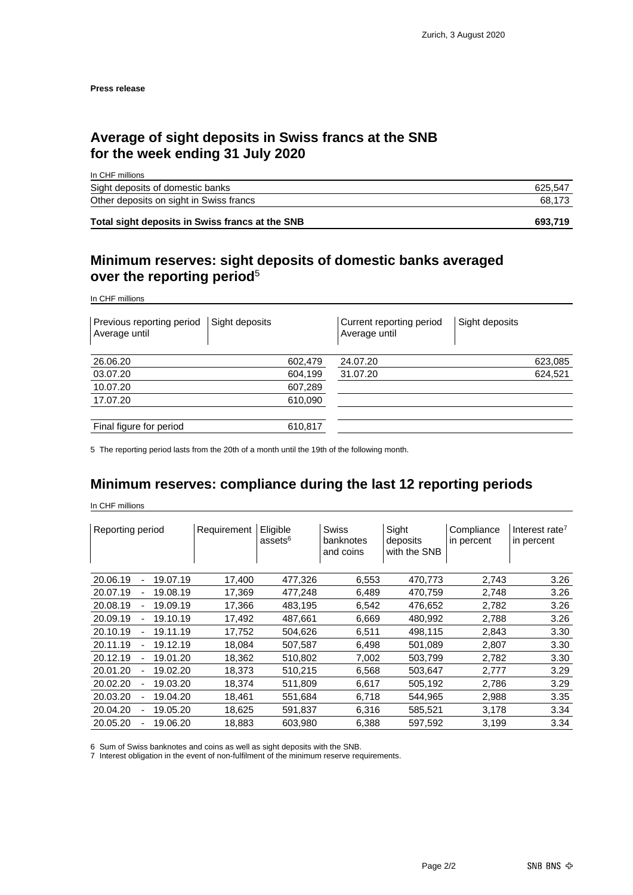Zurich, 3 August 2020

**Press release**

## Average of sight deposits in Swiss francs at the SNB for the week ending 31 July 2020

In CHF millions

| | |
|---|---|
| Sight deposits of domestic banks | 625,547 |
| Other deposits on sight in Swiss francs | 68,173 |
| **Total sight deposits in Swiss francs at the SNB** | **693,719** |

## Minimum reserves: sight deposits of domestic banks averaged over the reporting period[5]

In CHF millions

| Previous reporting period Average until | Sight deposits | Current reporting period Average until | Sight deposits |
|---|---|---|---|
| 26.06.20 | 602,479 | 24.07.20 | 623,085 |
| 03.07.20 | 604,199 | 31.07.20 | 624,521 |
| 10.07.20 | 607,289 | | |
| 17.07.20 | 610,090 | | |
| Final figure for period | 610,817 | | |

5 The reporting period lasts from the 20th of a month until the 19th of the following month.

## Minimum reserves: compliance during the last 12 reporting periods

In CHF millions

| Reporting period | Requirement | Eligible assets[6] | Swiss banknotes and coins | Sight deposits with the SNB | Compliance in percent | Interest rate[7] in percent |
|---|---|---|---|---|---|---|
| 20.06.19 - 19.07.19 | 17,400 | 477,326 | 6,553 | 470,773 | 2,743 | 3.26 |
| 20.07.19 - 19.08.19 | 17,369 | 477,248 | 6,489 | 470,759 | 2,748 | 3.26 |
| 20.08.19 - 19.09.19 | 17,366 | 483,195 | 6,542 | 476,652 | 2,782 | 3.26 |
| 20.09.19 - 19.10.19 | 17,492 | 487,661 | 6,669 | 480,992 | 2,788 | 3.26 |
| 20.10.19 - 19.11.19 | 17,752 | 504,626 | 6,511 | 498,115 | 2,843 | 3.30 |
| 20.11.19 - 19.12.19 | 18,084 | 507,587 | 6,498 | 501,089 | 2,807 | 3.30 |
| 20.12.19 - 19.01.20 | 18,362 | 510,802 | 7,002 | 503,799 | 2,782 | 3.30 |
| 20.01.20 - 19.02.20 | 18,373 | 510,215 | 6,568 | 503,647 | 2,777 | 3.29 |
| 20.02.20 - 19.03.20 | 18,374 | 511,809 | 6,617 | 505,192 | 2,786 | 3.29 |
| 20.03.20 - 19.04.20 | 18,461 | 551,684 | 6,718 | 544,965 | 2,988 | 3.35 |
| 20.04.20 - 19.05.20 | 18,625 | 591,837 | 6,316 | 585,521 | 3,178 | 3.34 |
| 20.05.20 - 19.06.20 | 18,883 | 603,980 | 6,388 | 597,592 | 3,199 | 3.34 |

6 Sum of Swiss banknotes and coins as well as sight deposits with the SNB.
7 Interest obligation in the event of non-fulfilment of the minimum reserve requirements.